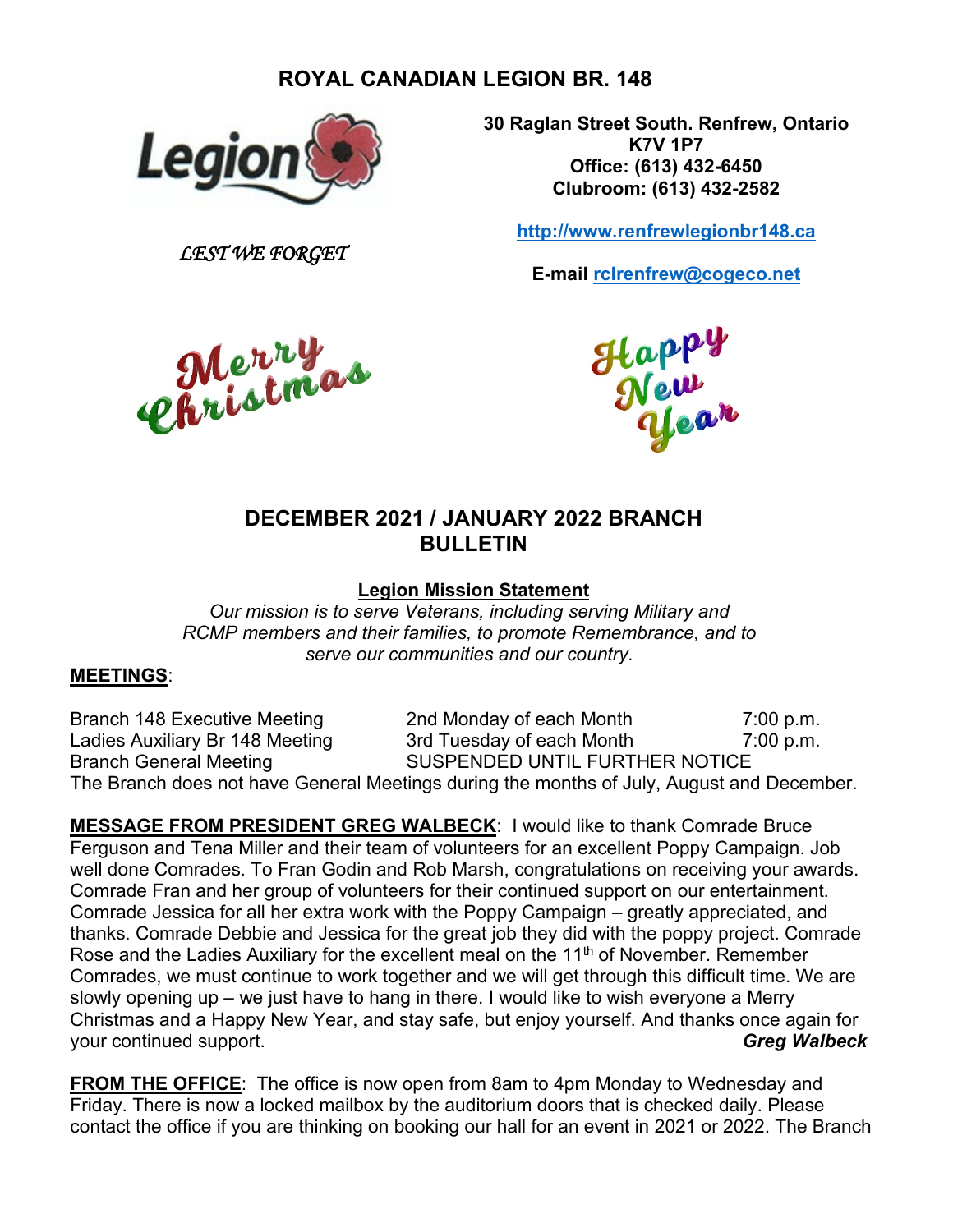# ROYAL CANADIAN LEGION BR. 148

*LEST WE FORGET*

**30 Raglan Street South. Renfrew, Ontario**
**K7V 1P7**
**Office: (613) 432-6450**
**Clubroom: (613) 432-2582**

**http://www.renfrewlegionbr148.ca**

**E-mail rclrenfrew@cogeco.net**

Merry Christmas

Happy New Year

## DECEMBER 2021 / JANUARY 2022 BRANCH BULLETIN

**Legion Mission Statement**

*Our mission is to serve Veterans, including serving Military and RCMP members and their families, to promote Remembrance, and to serve our communities and our country.*

**MEETINGS**:

| | | |
|---|---|---|
| Branch 148 Executive Meeting | 2nd Monday of each Month | 7:00 p.m. |
| Ladies Auxiliary Br 148 Meeting | 3rd Tuesday of each Month | 7:00 p.m. |
| Branch General Meeting | SUSPENDED UNTIL FURTHER NOTICE | |

The Branch does not have General Meetings during the months of July, August and December.

**MESSAGE FROM PRESIDENT GREG WALBECK**: I would like to thank Comrade Bruce Ferguson and Tena Miller and their team of volunteers for an excellent Poppy Campaign. Job well done Comrades. To Fran Godin and Rob Marsh, congratulations on receiving your awards. Comrade Fran and her group of volunteers for their continued support on our entertainment. Comrade Jessica for all her extra work with the Poppy Campaign – greatly appreciated, and thanks. Comrade Debbie and Jessica for the great job they did with the poppy project. Comrade Rose and the Ladies Auxiliary for the excellent meal on the 11th of November. Remember Comrades, we must continue to work together and we will get through this difficult time. We are slowly opening up – we just have to hang in there. I would like to wish everyone a Merry Christmas and a Happy New Year, and stay safe, but enjoy yourself. And thanks once again for your continued support. ***Greg Walbeck***

**FROM THE OFFICE**: The office is now open from 8am to 4pm Monday to Wednesday and Friday. There is now a locked mailbox by the auditorium doors that is checked daily. Please contact the office if you are thinking on booking our hall for an event in 2021 or 2022. The Branch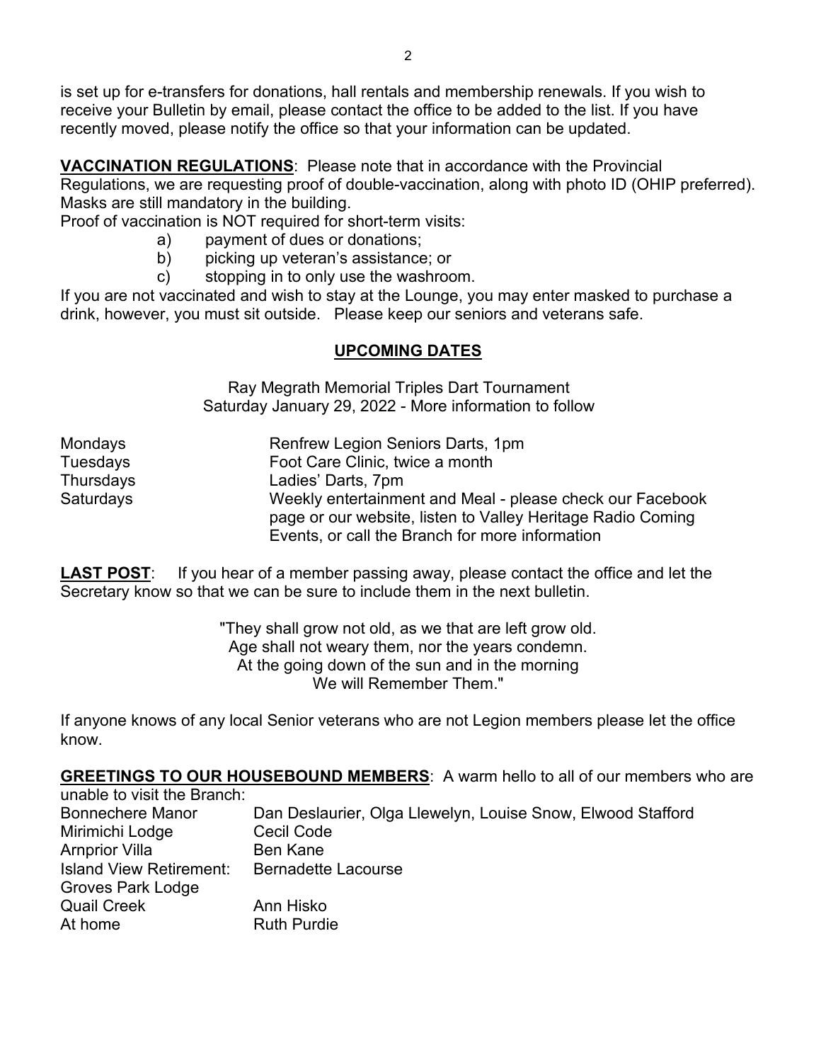is set up for e-transfers for donations, hall rentals and membership renewals. If you wish to receive your Bulletin by email, please contact the office to be added to the list. If you have recently moved, please notify the office so that your information can be updated.

**VACCINATION REGULATIONS**: Please note that in accordance with the Provincial Regulations, we are requesting proof of double-vaccination, along with photo ID (OHIP preferred). Masks are still mandatory in the building.

Proof of vaccination is NOT required for short-term visits:

a) payment of dues or donations;
b) picking up veteran's assistance; or
c) stopping in to only use the washroom.

If you are not vaccinated and wish to stay at the Lounge, you may enter masked to purchase a drink, however, you must sit outside. Please keep our seniors and veterans safe.

## UPCOMING DATES

Ray Megrath Memorial Triples Dart Tournament
Saturday January 29, 2022 - More information to follow

| | |
|---|---|
| Mondays | Renfrew Legion Seniors Darts, 1pm |
| Tuesdays | Foot Care Clinic, twice a month |
| Thursdays | Ladies' Darts, 7pm |
| Saturdays | Weekly entertainment and Meal - please check our Facebook page or our website, listen to Valley Heritage Radio Coming Events, or call the Branch for more information |

**LAST POST**: If you hear of a member passing away, please contact the office and let the Secretary know so that we can be sure to include them in the next bulletin.

"They shall grow not old, as we that are left grow old.
Age shall not weary them, nor the years condemn.
At the going down of the sun and in the morning
We will Remember Them."

If anyone knows of any local Senior veterans who are not Legion members please let the office know.

**GREETINGS TO OUR HOUSEBOUND MEMBERS**: A warm hello to all of our members who are unable to visit the Branch:

| | |
|---|---|
| Bonnechere Manor | Dan Deslaurier, Olga Llewelyn, Louise Snow, Elwood Stafford |
| Mirimichi Lodge | Cecil Code |
| Arnprior Villa | Ben Kane |
| Island View Retirement: | Bernadette Lacourse |
| Groves Park Lodge | |
| Quail Creek | Ann Hisko |
| At home | Ruth Purdie |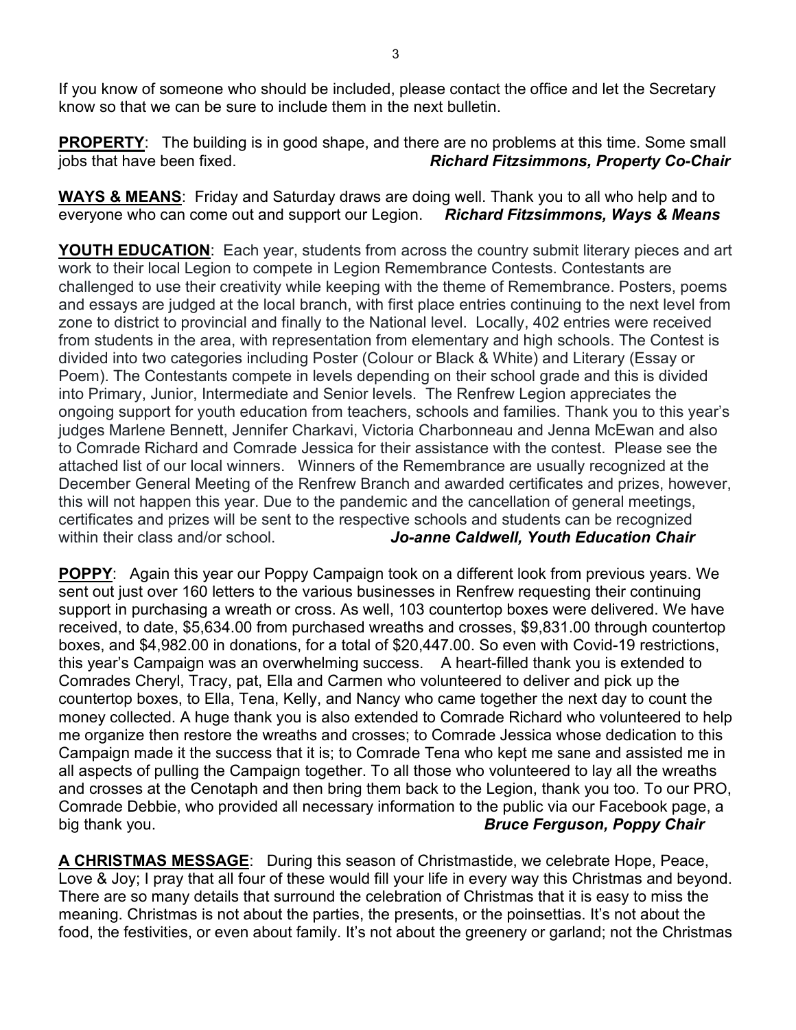If you know of someone who should be included, please contact the office and let the Secretary know so that we can be sure to include them in the next bulletin.

**PROPERTY**: The building is in good shape, and there are no problems at this time. Some small jobs that have been fixed. ***Richard Fitzsimmons, Property Co-Chair***

**WAYS & MEANS**: Friday and Saturday draws are doing well. Thank you to all who help and to everyone who can come out and support our Legion. ***Richard Fitzsimmons, Ways & Means***

**YOUTH EDUCATION**: Each year, students from across the country submit literary pieces and art work to their local Legion to compete in Legion Remembrance Contests. Contestants are challenged to use their creativity while keeping with the theme of Remembrance. Posters, poems and essays are judged at the local branch, with first place entries continuing to the next level from zone to district to provincial and finally to the National level. Locally, 402 entries were received from students in the area, with representation from elementary and high schools. The Contest is divided into two categories including Poster (Colour or Black & White) and Literary (Essay or Poem). The Contestants compete in levels depending on their school grade and this is divided into Primary, Junior, Intermediate and Senior levels. The Renfrew Legion appreciates the ongoing support for youth education from teachers, schools and families. Thank you to this year's judges Marlene Bennett, Jennifer Charkavi, Victoria Charbonneau and Jenna McEwan and also to Comrade Richard and Comrade Jessica for their assistance with the contest. Please see the attached list of our local winners. Winners of the Remembrance are usually recognized at the December General Meeting of the Renfrew Branch and awarded certificates and prizes, however, this will not happen this year. Due to the pandemic and the cancellation of general meetings, certificates and prizes will be sent to the respective schools and students can be recognized within their class and/or school. ***Jo-anne Caldwell, Youth Education Chair***

**POPPY**: Again this year our Poppy Campaign took on a different look from previous years. We sent out just over 160 letters to the various businesses in Renfrew requesting their continuing support in purchasing a wreath or cross. As well, 103 countertop boxes were delivered. We have received, to date, $5,634.00 from purchased wreaths and crosses, $9,831.00 through countertop boxes, and $4,982.00 in donations, for a total of $20,447.00. So even with Covid-19 restrictions, this year's Campaign was an overwhelming success. A heart-filled thank you is extended to Comrades Cheryl, Tracy, pat, Ella and Carmen who volunteered to deliver and pick up the countertop boxes, to Ella, Tena, Kelly, and Nancy who came together the next day to count the money collected. A huge thank you is also extended to Comrade Richard who volunteered to help me organize then restore the wreaths and crosses; to Comrade Jessica whose dedication to this Campaign made it the success that it is; to Comrade Tena who kept me sane and assisted me in all aspects of pulling the Campaign together. To all those who volunteered to lay all the wreaths and crosses at the Cenotaph and then bring them back to the Legion, thank you too. To our PRO, Comrade Debbie, who provided all necessary information to the public via our Facebook page, a big thank you. ***Bruce Ferguson, Poppy Chair***

**A CHRISTMAS MESSAGE**: During this season of Christmastide, we celebrate Hope, Peace, Love & Joy; I pray that all four of these would fill your life in every way this Christmas and beyond. There are so many details that surround the celebration of Christmas that it is easy to miss the meaning. Christmas is not about the parties, the presents, or the poinsettias. It's not about the food, the festivities, or even about family. It's not about the greenery or garland; not the Christmas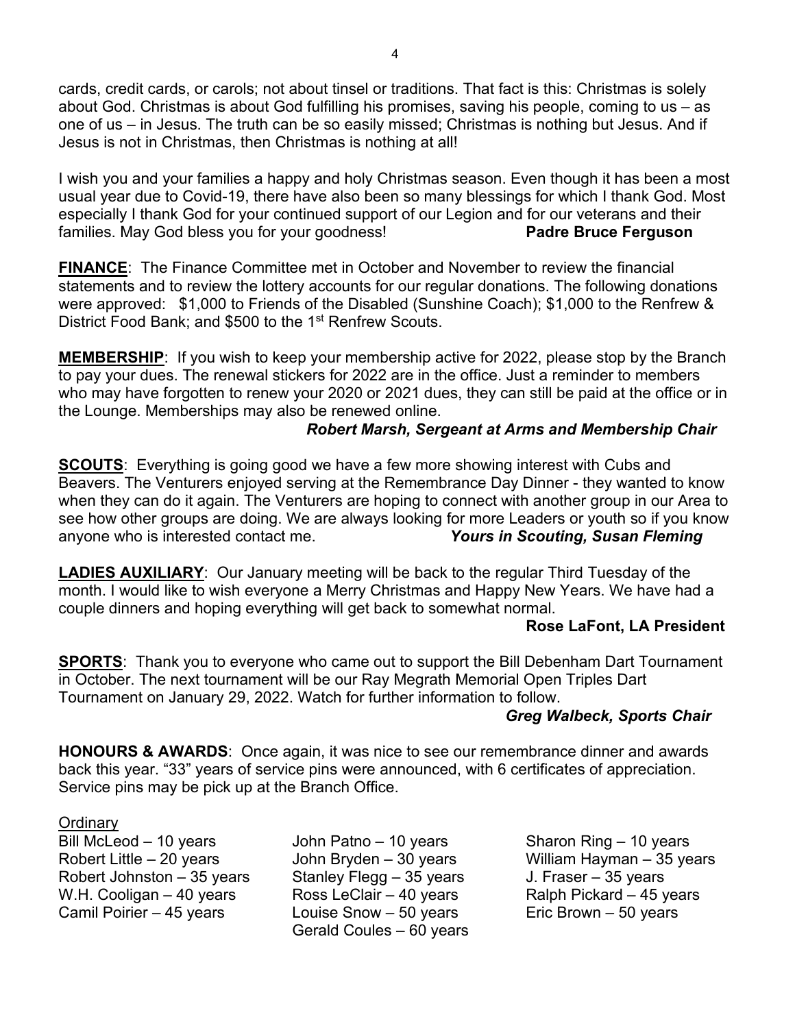cards, credit cards, or carols; not about tinsel or traditions. That fact is this: Christmas is solely about God. Christmas is about God fulfilling his promises, saving his people, coming to us – as one of us – in Jesus. The truth can be so easily missed; Christmas is nothing but Jesus. And if Jesus is not in Christmas, then Christmas is nothing at all!

I wish you and your families a happy and holy Christmas season. Even though it has been a most usual year due to Covid-19, there have also been so many blessings for which I thank God. Most especially I thank God for your continued support of our Legion and for our veterans and their families. May God bless you for your goodness! **Padre Bruce Ferguson**

**FINANCE**: The Finance Committee met in October and November to review the financial statements and to review the lottery accounts for our regular donations. The following donations were approved: $1,000 to Friends of the Disabled (Sunshine Coach); $1,000 to the Renfrew & District Food Bank; and $500 to the 1st Renfrew Scouts.

**MEMBERSHIP**: If you wish to keep your membership active for 2022, please stop by the Branch to pay your dues. The renewal stickers for 2022 are in the office. Just a reminder to members who may have forgotten to renew your 2020 or 2021 dues, they can still be paid at the office or in the Lounge. Memberships may also be renewed online.

***Robert Marsh, Sergeant at Arms and Membership Chair***

**SCOUTS**: Everything is going good we have a few more showing interest with Cubs and Beavers. The Venturers enjoyed serving at the Remembrance Day Dinner - they wanted to know when they can do it again. The Venturers are hoping to connect with another group in our Area to see how other groups are doing. We are always looking for more Leaders or youth so if you know anyone who is interested contact me. ***Yours in Scouting, Susan Fleming***

**LADIES AUXILIARY**: Our January meeting will be back to the regular Third Tuesday of the month. I would like to wish everyone a Merry Christmas and Happy New Years. We have had a couple dinners and hoping everything will get back to somewhat normal.

**Rose LaFont, LA President**

**SPORTS**: Thank you to everyone who came out to support the Bill Debenham Dart Tournament in October. The next tournament will be our Ray Megrath Memorial Open Triples Dart Tournament on January 29, 2022. Watch for further information to follow.

***Greg Walbeck, Sports Chair***

**HONOURS & AWARDS**: Once again, it was nice to see our remembrance dinner and awards back this year. "33" years of service pins were announced, with 6 certificates of appreciation. Service pins may be pick up at the Branch Office.

Ordinary

Bill McLeod – 10 years
Robert Little – 20 years
Robert Johnston – 35 years
W.H. Cooligan – 40 years
Camil Poirier – 45 years
John Patno – 10 years
John Bryden – 30 years
Stanley Flegg – 35 years
Ross LeClair – 40 years
Louise Snow – 50 years
Gerald Coules – 60 years
Sharon Ring – 10 years
William Hayman – 35 years
J. Fraser – 35 years
Ralph Pickard – 45 years
Eric Brown – 50 years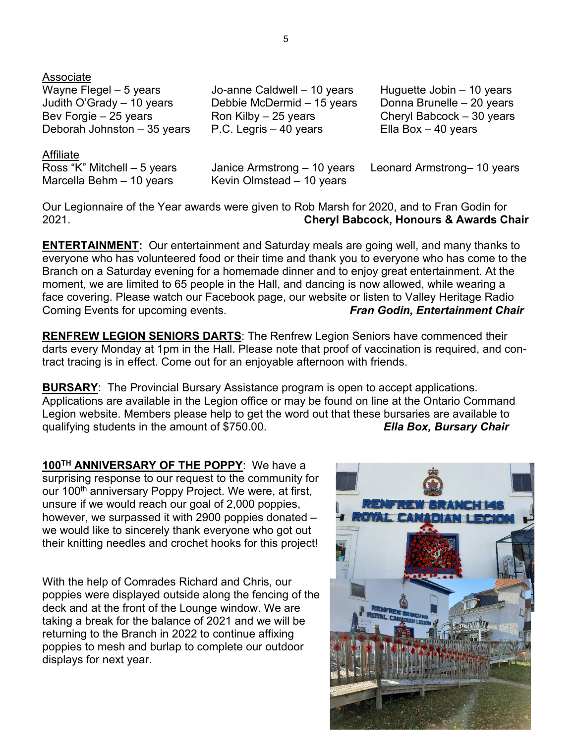Associate

Wayne Flegel – 5 years
Jo-anne Caldwell – 10 years
Huguette Jobin – 10 years
Judith O'Grady – 10 years
Debbie McDermid – 15 years
Donna Brunelle – 20 years
Bev Forgie – 25 years
Ron Kilby – 25 years
Cheryl Babcock – 30 years
Deborah Johnston – 35 years
P.C. Legris – 40 years
Ella Box – 40 years

Affiliate

Ross "K" Mitchell – 5 years
Janice Armstrong – 10 years
Leonard Armstrong– 10 years
Marcella Behm – 10 years
Kevin Olmstead – 10 years

Our Legionnaire of the Year awards were given to Rob Marsh for 2020, and to Fran Godin for 2021.

**Cheryl Babcock, Honours & Awards Chair**

**ENTERTAINMENT:** Our entertainment and Saturday meals are going well, and many thanks to everyone who has volunteered food or their time and thank you to everyone who has come to the Branch on a Saturday evening for a homemade dinner and to enjoy great entertainment. At the moment, we are limited to 65 people in the Hall, and dancing is now allowed, while wearing a face covering. Please watch our Facebook page, our website or listen to Valley Heritage Radio Coming Events for upcoming events. ***Fran Godin, Entertainment Chair***

**RENFREW LEGION SENIORS DARTS**: The Renfrew Legion Seniors have commenced their darts every Monday at 1pm in the Hall. Please note that proof of vaccination is required, and contract tracing is in effect. Come out for an enjoyable afternoon with friends.

**BURSARY**: The Provincial Bursary Assistance program is open to accept applications. Applications are available in the Legion office or may be found on line at the Ontario Command Legion website. Members please help to get the word out that these bursaries are available to qualifying students in the amount of $750.00. ***Ella Box, Bursary Chair***

**100TH ANNIVERSARY OF THE POPPY**: We have a surprising response to our request to the community for our 100th anniversary Poppy Project. We were, at first, unsure if we would reach our goal of 2,000 poppies, however, we surpassed it with 2900 poppies donated – we would like to sincerely thank everyone who got out their knitting needles and crochet hooks for this project!

With the help of Comrades Richard and Chris, our poppies were displayed outside along the fencing of the deck and at the front of the Lounge window. We are taking a break for the balance of 2021 and we will be returning to the Branch in 2022 to continue affixing poppies to mesh and burlap to complete our outdoor displays for next year.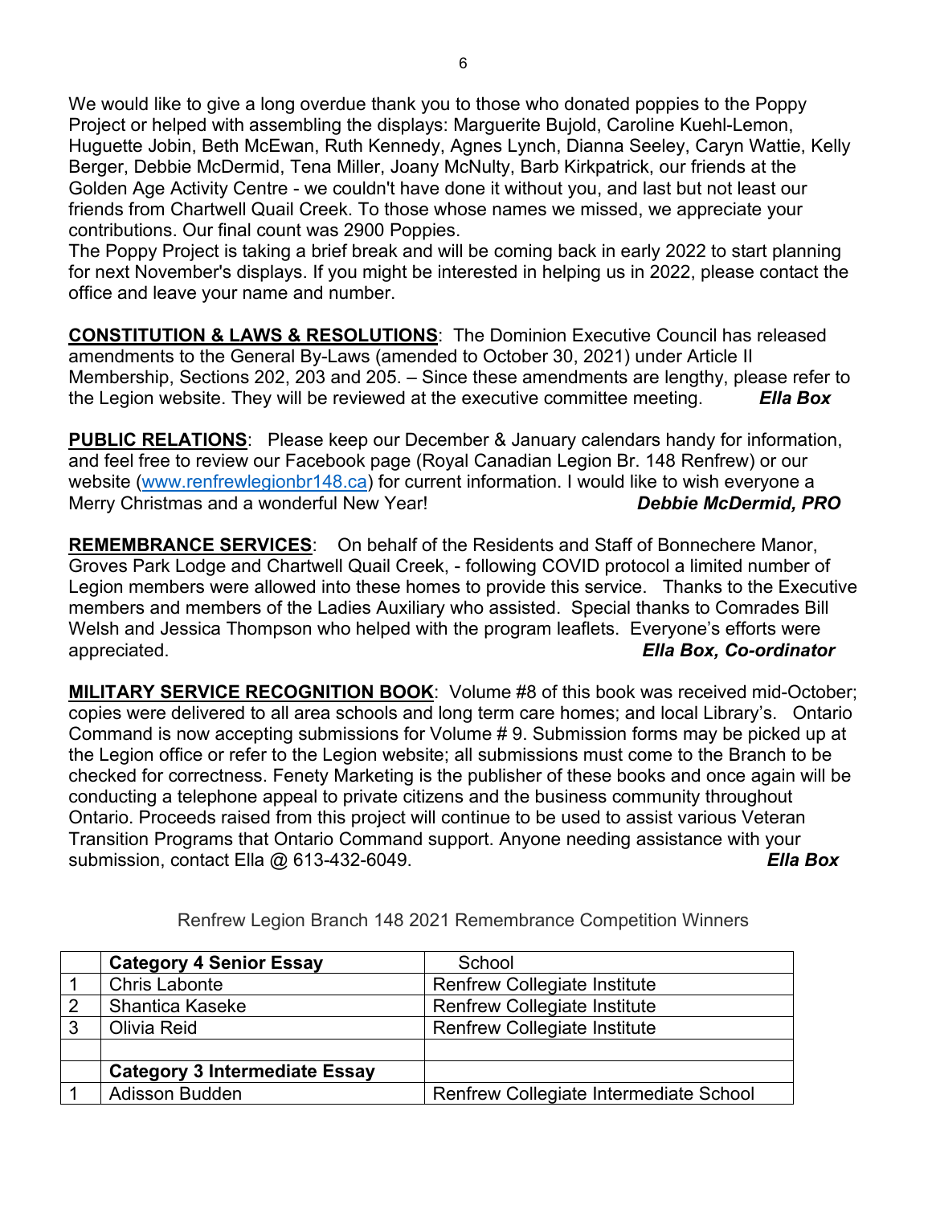We would like to give a long overdue thank you to those who donated poppies to the Poppy Project or helped with assembling the displays: Marguerite Bujold, Caroline Kuehl-Lemon, Huguette Jobin, Beth McEwan, Ruth Kennedy, Agnes Lynch, Dianna Seeley, Caryn Wattie, Kelly Berger, Debbie McDermid, Tena Miller, Joany McNulty, Barb Kirkpatrick, our friends at the Golden Age Activity Centre - we couldn't have done it without you, and last but not least our friends from Chartwell Quail Creek. To those whose names we missed, we appreciate your contributions. Our final count was 2900 Poppies.
The Poppy Project is taking a brief break and will be coming back in early 2022 to start planning for next November's displays. If you might be interested in helping us in 2022, please contact the office and leave your name and number.

**CONSTITUTION & LAWS & RESOLUTIONS**: The Dominion Executive Council has released amendments to the General By-Laws (amended to October 30, 2021) under Article II Membership, Sections 202, 203 and 205. – Since these amendments are lengthy, please refer to the Legion website. They will be reviewed at the executive committee meeting. ***Ella Box***

**PUBLIC RELATIONS**: Please keep our December & January calendars handy for information, and feel free to review our Facebook page (Royal Canadian Legion Br. 148 Renfrew) or our website (www.renfrewlegionbr148.ca) for current information. I would like to wish everyone a Merry Christmas and a wonderful New Year! ***Debbie McDermid, PRO***

**REMEMBRANCE SERVICES**: On behalf of the Residents and Staff of Bonnechere Manor, Groves Park Lodge and Chartwell Quail Creek, - following COVID protocol a limited number of Legion members were allowed into these homes to provide this service. Thanks to the Executive members and members of the Ladies Auxiliary who assisted. Special thanks to Comrades Bill Welsh and Jessica Thompson who helped with the program leaflets. Everyone's efforts were appreciated. ***Ella Box, Co-ordinator***

**MILITARY SERVICE RECOGNITION BOOK**: Volume #8 of this book was received mid-October; copies were delivered to all area schools and long term care homes; and local Library's. Ontario Command is now accepting submissions for Volume # 9. Submission forms may be picked up at the Legion office or refer to the Legion website; all submissions must come to the Branch to be checked for correctness. Fenety Marketing is the publisher of these books and once again will be conducting a telephone appeal to private citizens and the business community throughout Ontario. Proceeds raised from this project will continue to be used to assist various Veteran Transition Programs that Ontario Command support. Anyone needing assistance with your submission, contact Ella @ 613-432-6049. ***Ella Box***

Renfrew Legion Branch 148 2021 Remembrance Competition Winners

| | **Category 4 Senior Essay** | School |
|---|---|---|
| 1 | Chris Labonte | Renfrew Collegiate Institute |
| 2 | Shantica Kaseke | Renfrew Collegiate Institute |
| 3 | Olivia Reid | Renfrew Collegiate Institute |
| | | |
| | **Category 3 Intermediate Essay** | |
| 1 | Adisson Budden | Renfrew Collegiate Intermediate School |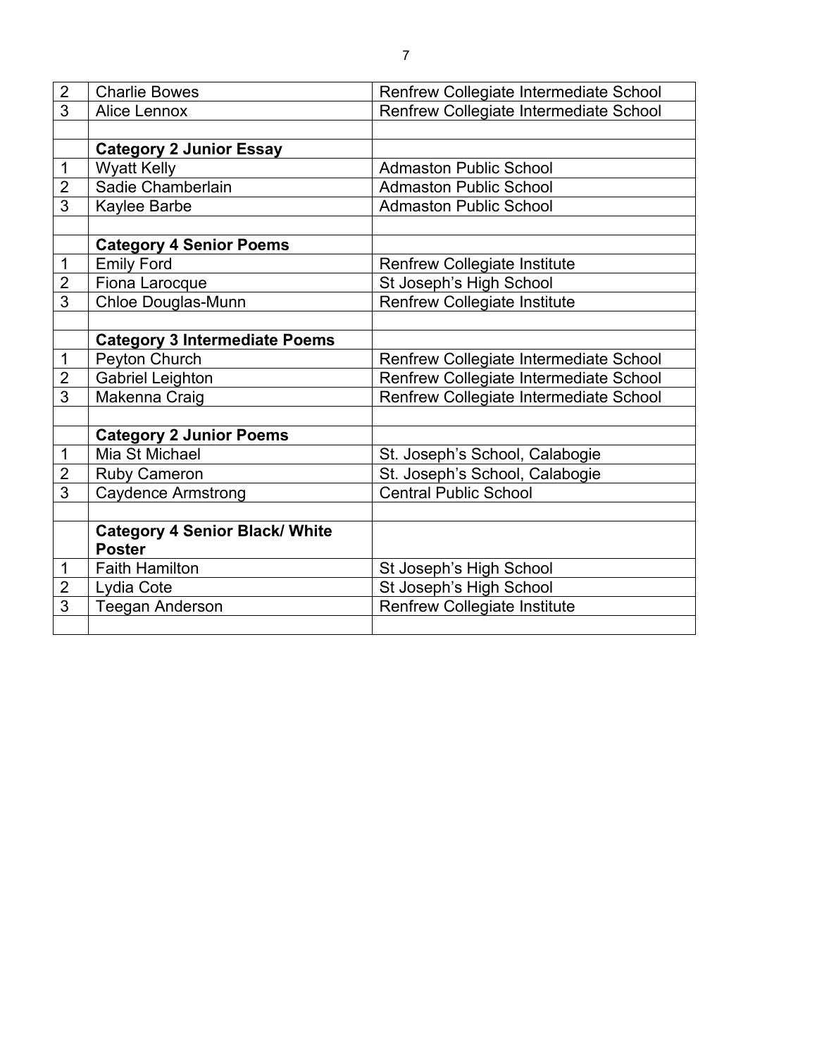| | | |
|---|---|---|
| 2 | Charlie Bowes | Renfrew Collegiate Intermediate School |
| 3 | Alice Lennox | Renfrew Collegiate Intermediate School |
| | | |
| | **Category 2 Junior Essay** | |
| 1 | Wyatt Kelly | Admaston Public School |
| 2 | Sadie Chamberlain | Admaston Public School |
| 3 | Kaylee Barbe | Admaston Public School |
| | | |
| | **Category 4 Senior Poems** | |
| 1 | Emily Ford | Renfrew Collegiate Institute |
| 2 | Fiona Larocque | St Joseph's High School |
| 3 | Chloe Douglas-Munn | Renfrew Collegiate Institute |
| | | |
| | **Category 3 Intermediate Poems** | |
| 1 | Peyton Church | Renfrew Collegiate Intermediate School |
| 2 | Gabriel Leighton | Renfrew Collegiate Intermediate School |
| 3 | Makenna Craig | Renfrew Collegiate Intermediate School |
| | | |
| | **Category 2 Junior Poems** | |
| 1 | Mia St Michael | St. Joseph's School, Calabogie |
| 2 | Ruby Cameron | St. Joseph's School, Calabogie |
| 3 | Caydence Armstrong | Central Public School |
| | | |
| | **Category 4 Senior Black/ White Poster** | |
| 1 | Faith Hamilton | St Joseph's High School |
| 2 | Lydia Cote | St Joseph's High School |
| 3 | Teegan Anderson | Renfrew Collegiate Institute |
| | | |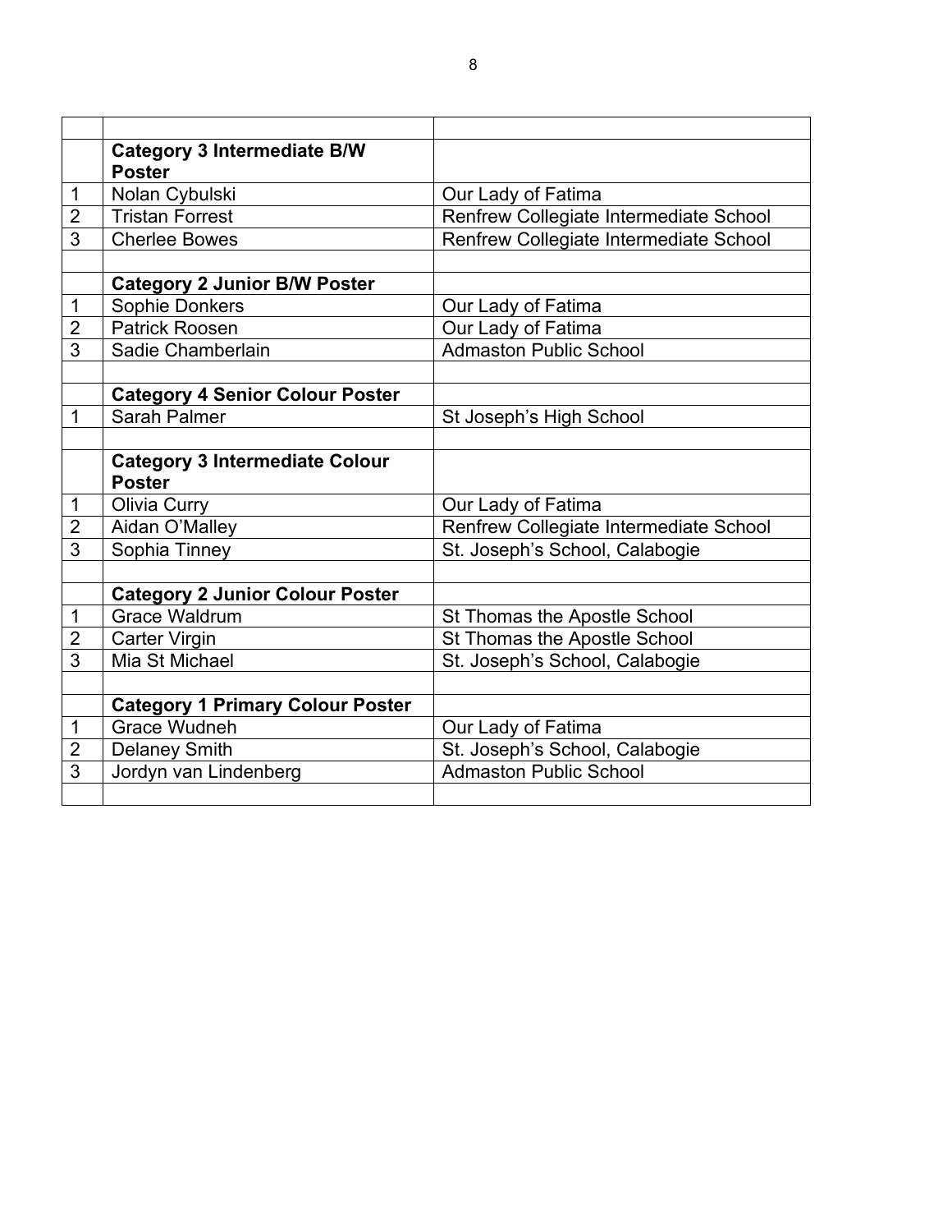| | | |
|---|---|---|
| | | |
| | **Category 3 Intermediate B/W Poster** | |
| 1 | Nolan Cybulski | Our Lady of Fatima |
| 2 | Tristan Forrest | Renfrew Collegiate Intermediate School |
| 3 | Cherlee Bowes | Renfrew Collegiate Intermediate School |
| | | |
| | **Category 2 Junior B/W Poster** | |
| 1 | Sophie Donkers | Our Lady of Fatima |
| 2 | Patrick Roosen | Our Lady of Fatima |
| 3 | Sadie Chamberlain | Admaston Public School |
| | | |
| | **Category 4 Senior Colour Poster** | |
| 1 | Sarah Palmer | St Joseph's High School |
| | | |
| | **Category 3 Intermediate Colour Poster** | |
| 1 | Olivia Curry | Our Lady of Fatima |
| 2 | Aidan O'Malley | Renfrew Collegiate Intermediate School |
| 3 | Sophia Tinney | St. Joseph's School, Calabogie |
| | | |
| | **Category 2 Junior Colour Poster** | |
| 1 | Grace Waldrum | St Thomas the Apostle School |
| 2 | Carter Virgin | St Thomas the Apostle School |
| 3 | Mia St Michael | St. Joseph's School, Calabogie |
| | | |
| | **Category 1 Primary Colour Poster** | |
| 1 | Grace Wudneh | Our Lady of Fatima |
| 2 | Delaney Smith | St. Joseph's School, Calabogie |
| 3 | Jordyn van Lindenberg | Admaston Public School |
| | | |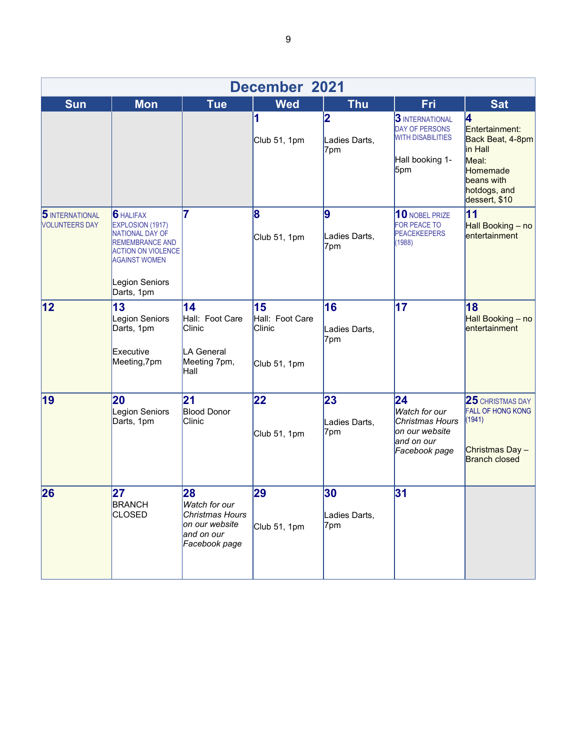# December 2021

| Sun | Mon | Tue | Wed | Thu | Fri | Sat |
|---|---|---|---|---|---|---|
| | | | **1** Club 51, 1pm | **2** Ladies Darts, 7pm | **3** INTERNATIONAL DAY OF PERSONS WITH DISABILITIES<br><br>Hall booking 1-5pm | **4** Entertainment: Back Beat, 4-8pm in Hall<br>Meal: Homemade beans with hotdogs, and dessert, $10 |
| **5** INTERNATIONAL VOLUNTEERS DAY | **6** HALIFAX EXPLOSION (1917) NATIONAL DAY OF REMEMBRANCE AND ACTION ON VIOLENCE AGAINST WOMEN<br><br>Legion Seniors Darts, 1pm | **7** | **8** Club 51, 1pm | **9** Ladies Darts, 7pm | **10** NOBEL PRIZE FOR PEACE TO PEACEKEEPERS (1988) | **11** Hall Booking – no entertainment |
| **12** | **13** Legion Seniors Darts, 1pm<br><br>Executive Meeting,7pm | **14** Hall: Foot Care Clinic<br><br>LA General Meeting 7pm, Hall | **15** Hall: Foot Care Clinic<br><br>Club 51, 1pm | **16** Ladies Darts, 7pm | **17** | **18** Hall Booking – no entertainment |
| **19** | **20** Legion Seniors Darts, 1pm | **21** Blood Donor Clinic | **22** Club 51, 1pm | **23** Ladies Darts, 7pm | **24** *Watch for our Christmas Hours on our website and on our Facebook page* | **25** CHRISTMAS DAY FALL OF HONG KONG (1941)<br><br>Christmas Day – Branch closed |
| **26** | **27** BRANCH CLOSED | **28** *Watch for our Christmas Hours on our website and on our Facebook page* | **29** Club 51, 1pm | **30** Ladies Darts, 7pm | **31** | |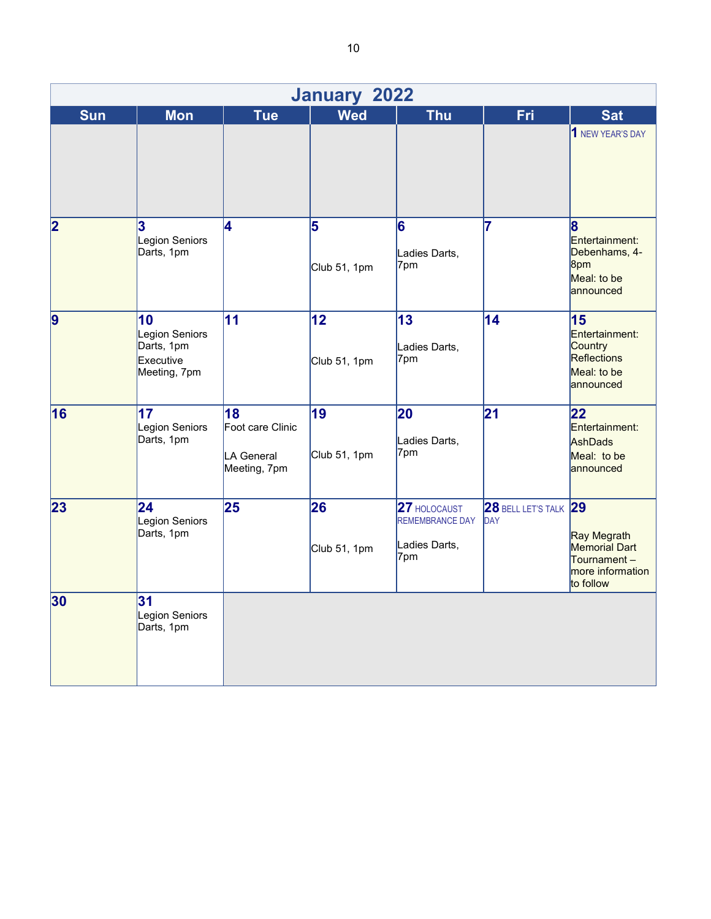# January 2022

| Sun | Mon | Tue | Wed | Thu | Fri | Sat |
|---|---|---|---|---|---|---|
| | | | | | | 1 NEW YEAR'S DAY |
| 2 | 3 Legion Seniors Darts, 1pm | 4 | 5 Club 51, 1pm | 6 Ladies Darts, 7pm | 7 | 8 Entertainment: Debenhams, 4-8pm<br>Meal: to be announced |
| 9 | 10 Legion Seniors Darts, 1pm<br>Executive Meeting, 7pm | 11 | 12 Club 51, 1pm | 13 Ladies Darts, 7pm | 14 | 15 Entertainment: Country Reflections<br>Meal: to be announced |
| 16 | 17 Legion Seniors Darts, 1pm | 18 Foot care Clinic<br>LA General Meeting, 7pm | 19 Club 51, 1pm | 20 Ladies Darts, 7pm | 21 | 22 Entertainment: AshDads<br>Meal: to be announced |
| 23 | 24 Legion Seniors Darts, 1pm | 25 | 26 Club 51, 1pm | 27 HOLOCAUST REMEMBRANCE DAY<br>Ladies Darts, 7pm | 28 BELL LET'S TALK DAY | 29 Ray Megrath Memorial Dart Tournament – more information to follow |
| 30 | 31 Legion Seniors Darts, 1pm | | | | | |